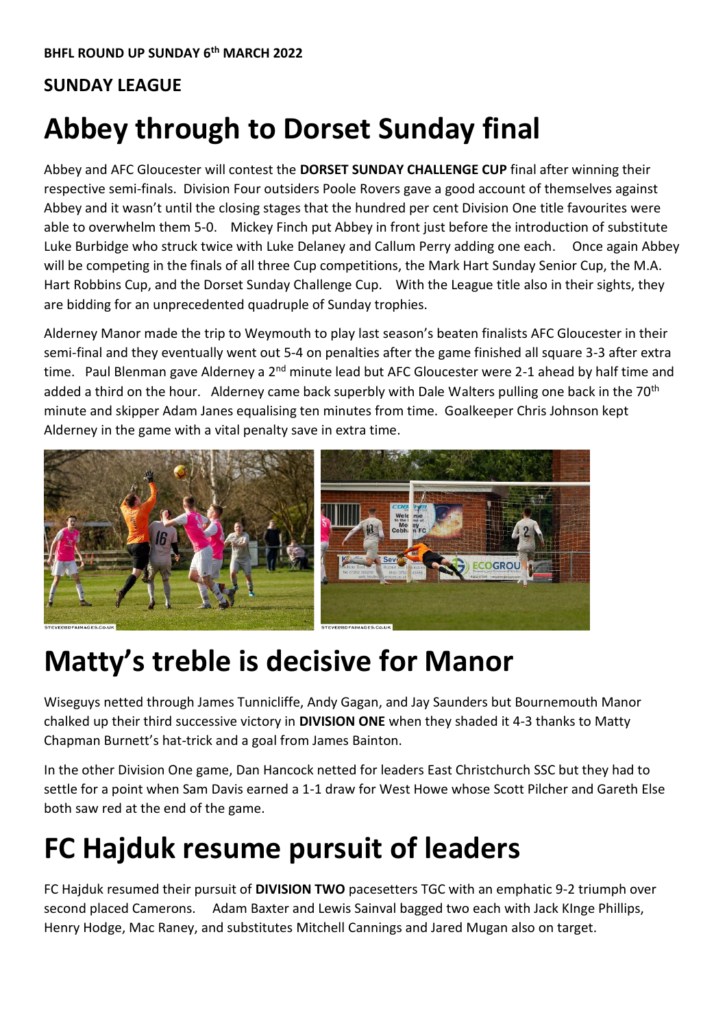**BHFL ROUND UP SUNDAY 6th MARCH 2022**

**SUNDAY LEAGUE**

# Abbey through to Dorset Sunday final

Abbey and AFC Gloucester will contest the **DORSET SUNDAY CHALLENGE CUP** final after winning their respective semi-finals. Division Four outsiders Poole Rovers gave a good account of themselves against Abbey and it wasn't until the closing stages that the hundred per cent Division One title favourites were able to overwhelm them 5-0. Mickey Finch put Abbey in front just before the introduction of substitute Luke Burbidge who struck twice with Luke Delaney and Callum Perry adding one each. Once again Abbey will be competing in the finals of all three Cup competitions, the Mark Hart Sunday Senior Cup, the M.A. Hart Robbins Cup, and the Dorset Sunday Challenge Cup. With the League title also in their sights, they are bidding for an unprecedented quadruple of Sunday trophies.

Alderney Manor made the trip to Weymouth to play last season's beaten finalists AFC Gloucester in their semi-final and they eventually went out 5-4 on penalties after the game finished all square 3-3 after extra time. Paul Blenman gave Alderney a 2nd minute lead but AFC Gloucester were 2-1 ahead by half time and added a third on the hour. Alderney came back superbly with Dale Walters pulling one back in the 70th minute and skipper Adam Janes equalising ten minutes from time. Goalkeeper Chris Johnson kept Alderney in the game with a vital penalty save in extra time.

# Matty's treble is decisive for Manor

Wiseguys netted through James Tunnicliffe, Andy Gagan, and Jay Saunders but Bournemouth Manor chalked up their third successive victory in **DIVISION ONE** when they shaded it 4-3 thanks to Matty Chapman Burnett's hat-trick and a goal from James Bainton.

In the other Division One game, Dan Hancock netted for leaders East Christchurch SSC but they had to settle for a point when Sam Davis earned a 1-1 draw for West Howe whose Scott Pilcher and Gareth Else both saw red at the end of the game.

# FC Hajduk resume pursuit of leaders

FC Hajduk resumed their pursuit of **DIVISION TWO** pacesetters TGC with an emphatic 9-2 triumph over second placed Camerons. Adam Baxter and Lewis Sainval bagged two each with Jack KInge Phillips, Henry Hodge, Mac Raney, and substitutes Mitchell Cannings and Jared Mugan also on target.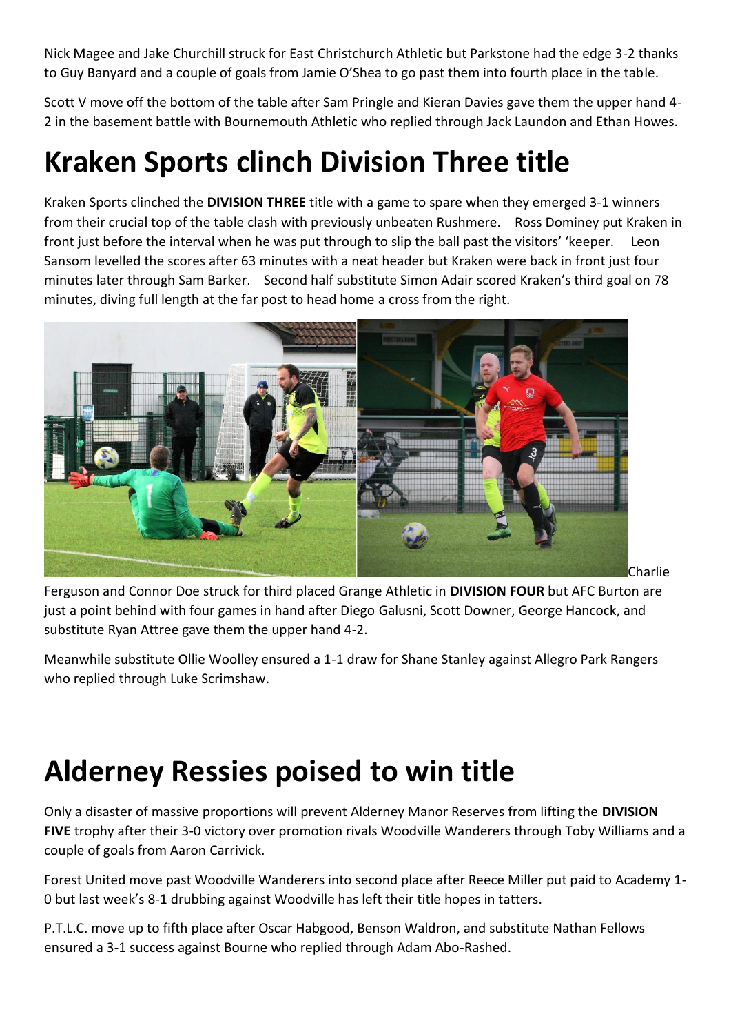Nick Magee and Jake Churchill struck for East Christchurch Athletic but Parkstone had the edge 3-2 thanks to Guy Banyard and a couple of goals from Jamie O'Shea to go past them into fourth place in the table.

Scott V move off the bottom of the table after Sam Pringle and Kieran Davies gave them the upper hand 4-2 in the basement battle with Bournemouth Athletic who replied through Jack Laundon and Ethan Howes.

# Kraken Sports clinch Division Three title

Kraken Sports clinched the **DIVISION THREE** title with a game to spare when they emerged 3-1 winners from their crucial top of the table clash with previously unbeaten Rushmere. Ross Dominey put Kraken in front just before the interval when he was put through to slip the ball past the visitors' 'keeper. Leon Sansom levelled the scores after 63 minutes with a neat header but Kraken were back in front just four minutes later through Sam Barker. Second half substitute Simon Adair scored Kraken's third goal on 78 minutes, diving full length at the far post to head home a cross from the right.

Charlie Ferguson and Connor Doe struck for third placed Grange Athletic in **DIVISION FOUR** but AFC Burton are just a point behind with four games in hand after Diego Galusni, Scott Downer, George Hancock, and substitute Ryan Attree gave them the upper hand 4-2.

Meanwhile substitute Ollie Woolley ensured a 1-1 draw for Shane Stanley against Allegro Park Rangers who replied through Luke Scrimshaw.

# Alderney Ressies poised to win title

Only a disaster of massive proportions will prevent Alderney Manor Reserves from lifting the **DIVISION FIVE** trophy after their 3-0 victory over promotion rivals Woodville Wanderers through Toby Williams and a couple of goals from Aaron Carrivick.

Forest United move past Woodville Wanderers into second place after Reece Miller put paid to Academy 1-0 but last week's 8-1 drubbing against Woodville has left their title hopes in tatters.

P.T.L.C. move up to fifth place after Oscar Habgood, Benson Waldron, and substitute Nathan Fellows ensured a 3-1 success against Bourne who replied through Adam Abo-Rashed.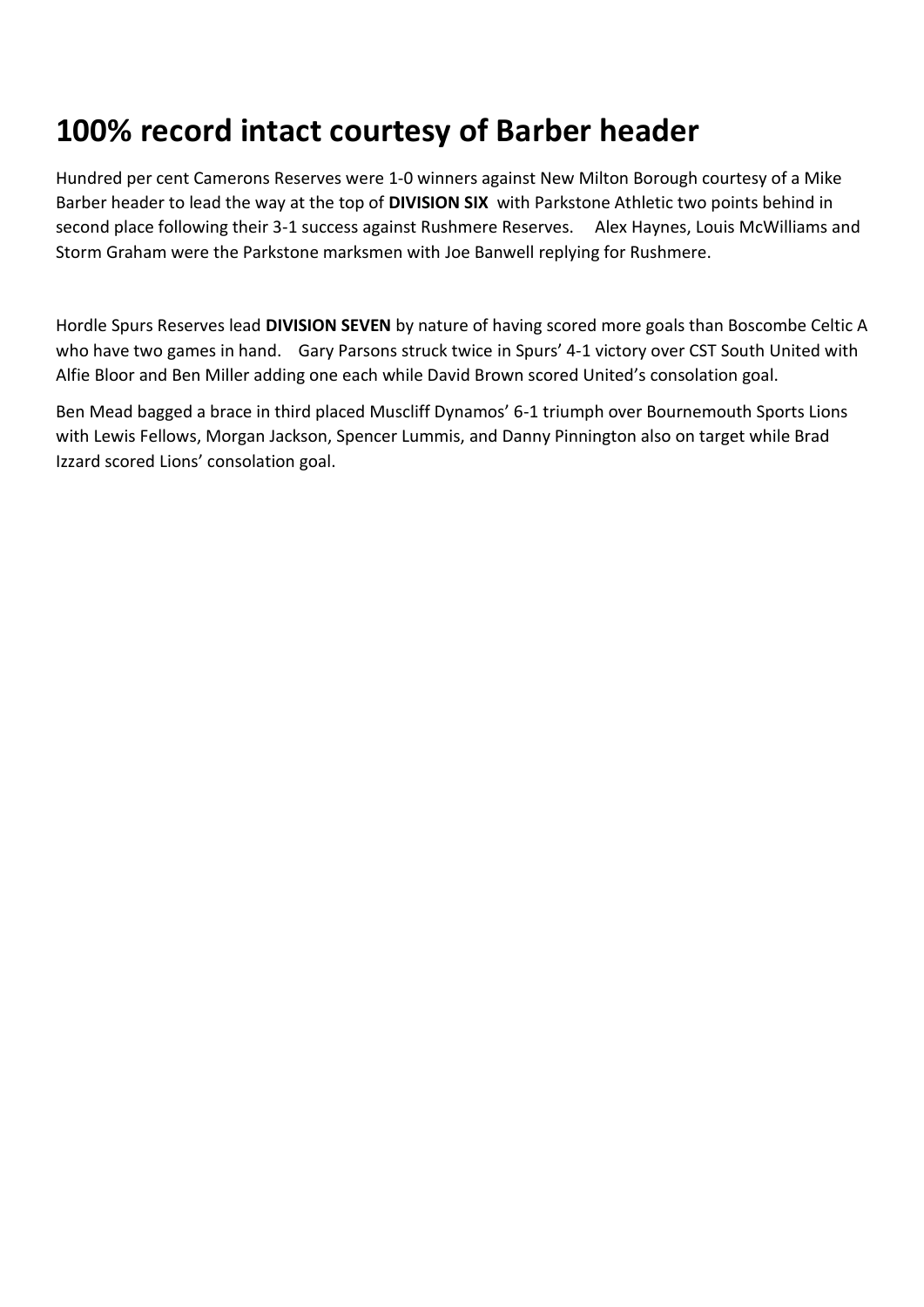# 100% record intact courtesy of Barber header

Hundred per cent Camerons Reserves were 1-0 winners against New Milton Borough courtesy of a Mike Barber header to lead the way at the top of **DIVISION SIX** with Parkstone Athletic two points behind in second place following their 3-1 success against Rushmere Reserves. Alex Haynes, Louis McWilliams and Storm Graham were the Parkstone marksmen with Joe Banwell replying for Rushmere.

Hordle Spurs Reserves lead **DIVISION SEVEN** by nature of having scored more goals than Boscombe Celtic A who have two games in hand. Gary Parsons struck twice in Spurs' 4-1 victory over CST South United with Alfie Bloor and Ben Miller adding one each while David Brown scored United's consolation goal.

Ben Mead bagged a brace in third placed Muscliff Dynamos' 6-1 triumph over Bournemouth Sports Lions with Lewis Fellows, Morgan Jackson, Spencer Lummis, and Danny Pinnington also on target while Brad Izzard scored Lions' consolation goal.